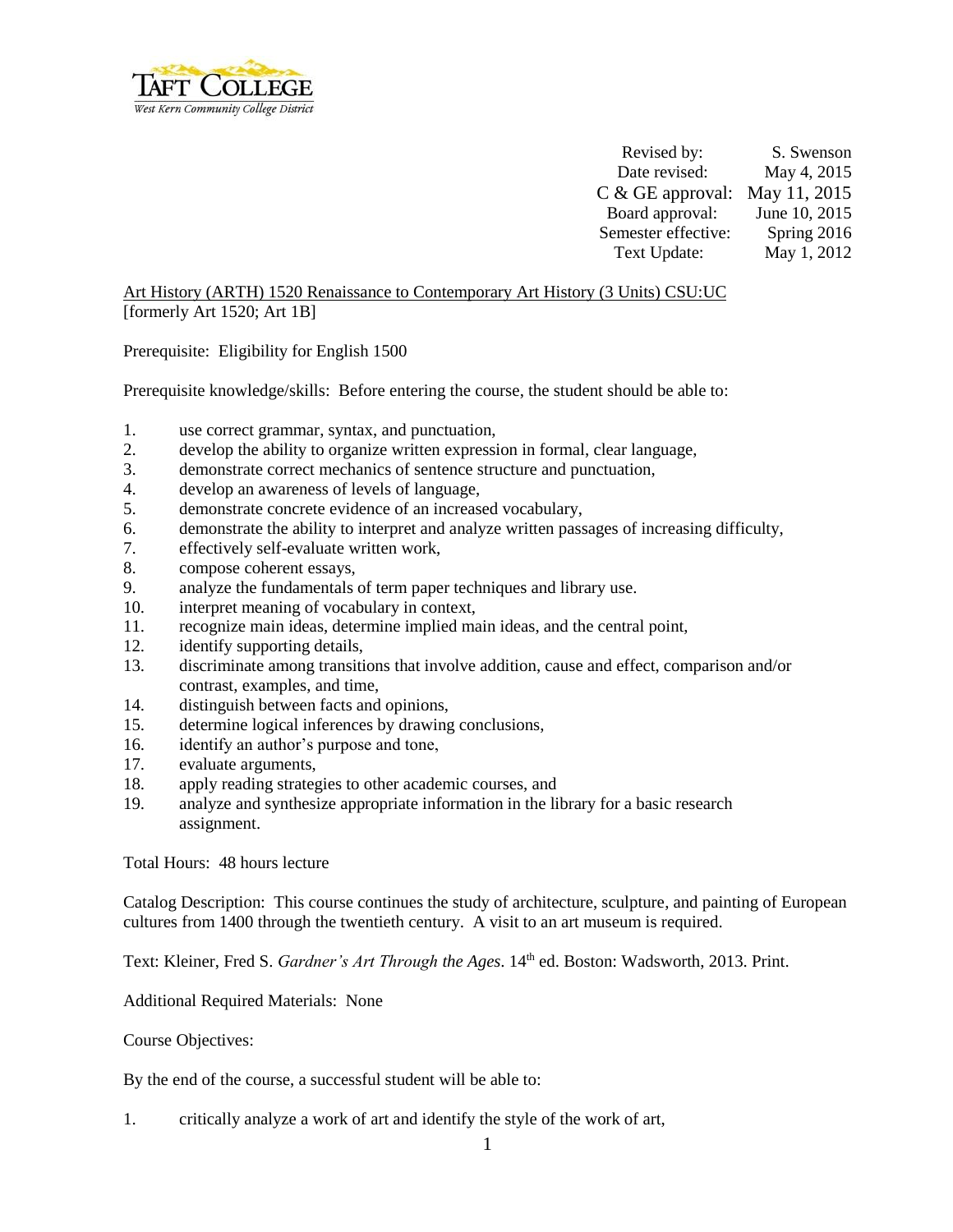TAFT COLLEGE
West Kern Community College District

| | |
|---|---|
| Revised by: | S. Swenson |
| Date revised: | May 4, 2015 |
| C & GE approval: | May 11, 2015 |
| Board approval: | June 10, 2015 |
| Semester effective: | Spring 2016 |
| Text Update: | May 1, 2012 |

Art History (ARTH) 1520 Renaissance to Contemporary Art History (3 Units) CSU:UC
[formerly Art 1520; Art 1B]

Prerequisite: Eligibility for English 1500

Prerequisite knowledge/skills: Before entering the course, the student should be able to:

1. use correct grammar, syntax, and punctuation,
2. develop the ability to organize written expression in formal, clear language,
3. demonstrate correct mechanics of sentence structure and punctuation,
4. develop an awareness of levels of language,
5. demonstrate concrete evidence of an increased vocabulary,
6. demonstrate the ability to interpret and analyze written passages of increasing difficulty,
7. effectively self-evaluate written work,
8. compose coherent essays,
9. analyze the fundamentals of term paper techniques and library use.
10. interpret meaning of vocabulary in context,
11. recognize main ideas, determine implied main ideas, and the central point,
12. identify supporting details,
13. discriminate among transitions that involve addition, cause and effect, comparison and/or contrast, examples, and time,
14. distinguish between facts and opinions,
15. determine logical inferences by drawing conclusions,
16. identify an author's purpose and tone,
17. evaluate arguments,
18. apply reading strategies to other academic courses, and
19. analyze and synthesize appropriate information in the library for a basic research assignment.

Total Hours: 48 hours lecture

Catalog Description: This course continues the study of architecture, sculpture, and painting of European cultures from 1400 through the twentieth century. A visit to an art museum is required.

Text: Kleiner, Fred S. *Gardner's Art Through the Ages*. 14th ed. Boston: Wadsworth, 2013. Print.

Additional Required Materials: None

Course Objectives:

By the end of the course, a successful student will be able to:

1. critically analyze a work of art and identify the style of the work of art,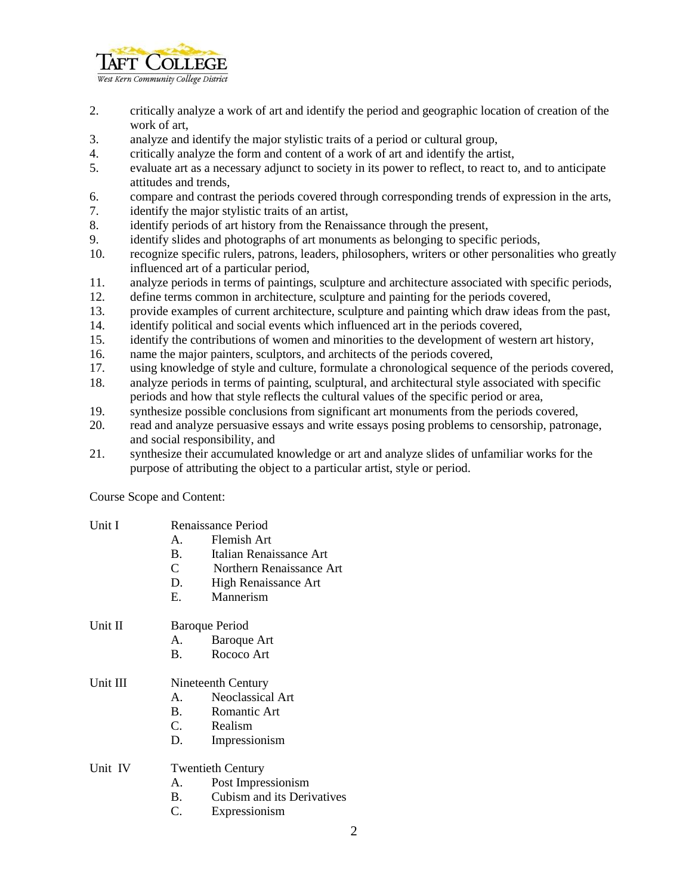2. critically analyze a work of art and identify the period and geographic location of creation of the work of art,
3. analyze and identify the major stylistic traits of a period or cultural group,
4. critically analyze the form and content of a work of art and identify the artist,
5. evaluate art as a necessary adjunct to society in its power to reflect, to react to, and to anticipate attitudes and trends,
6. compare and contrast the periods covered through corresponding trends of expression in the arts,
7. identify the major stylistic traits of an artist,
8. identify periods of art history from the Renaissance through the present,
9. identify slides and photographs of art monuments as belonging to specific periods,
10. recognize specific rulers, patrons, leaders, philosophers, writers or other personalities who greatly influenced art of a particular period,
11. analyze periods in terms of paintings, sculpture and architecture associated with specific periods,
12. define terms common in architecture, sculpture and painting for the periods covered,
13. provide examples of current architecture, sculpture and painting which draw ideas from the past,
14. identify political and social events which influenced art in the periods covered,
15. identify the contributions of women and minorities to the development of western art history,
16. name the major painters, sculptors, and architects of the periods covered,
17. using knowledge of style and culture, formulate a chronological sequence of the periods covered,
18. analyze periods in terms of painting, sculptural, and architectural style associated with specific periods and how that style reflects the cultural values of the specific period or area,
19. synthesize possible conclusions from significant art monuments from the periods covered,
20. read and analyze persuasive essays and write essays posing problems to censorship, patronage, and social responsibility, and
21. synthesize their accumulated knowledge or art and analyze slides of unfamiliar works for the purpose of attributing the object to a particular artist, style or period.

Course Scope and Content:

Unit I — Renaissance Period
- A. Flemish Art
- B. Italian Renaissance Art
- C Northern Renaissance Art
- D. High Renaissance Art
- E. Mannerism

Unit II — Baroque Period
- A. Baroque Art
- B. Rococo Art

Unit III — Nineteenth Century
- A. Neoclassical Art
- B. Romantic Art
- C. Realism
- D. Impressionism

Unit IV — Twentieth Century
- A. Post Impressionism
- B. Cubism and its Derivatives
- C. Expressionism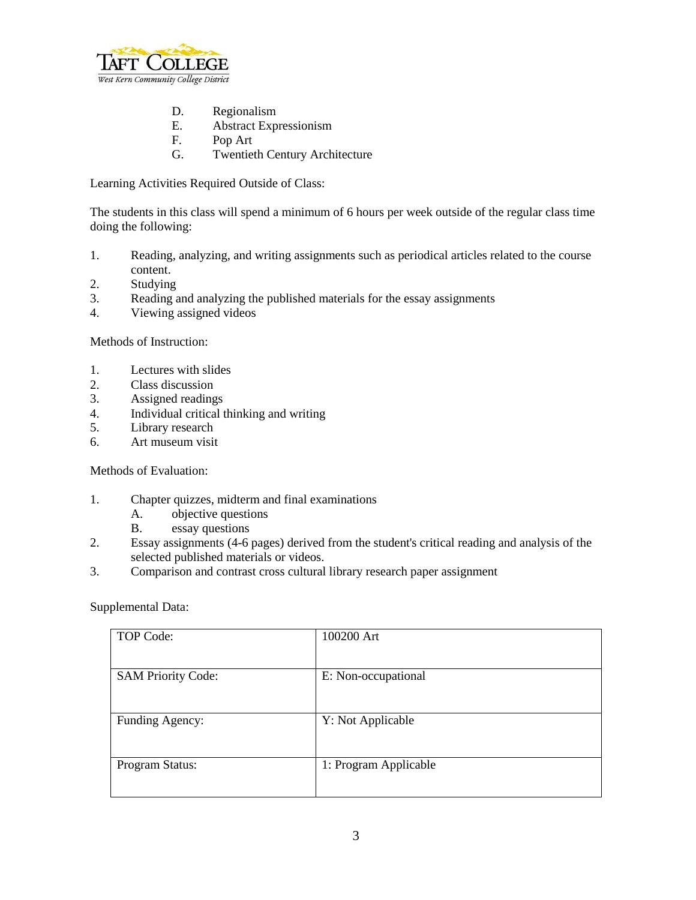D. Regionalism
E. Abstract Expressionism
F. Pop Art
G. Twentieth Century Architecture

Learning Activities Required Outside of Class:

The students in this class will spend a minimum of 6 hours per week outside of the regular class time doing the following:

1. Reading, analyzing, and writing assignments such as periodical articles related to the course content.
2. Studying
3. Reading and analyzing the published materials for the essay assignments
4. Viewing assigned videos

Methods of Instruction:

1. Lectures with slides
2. Class discussion
3. Assigned readings
4. Individual critical thinking and writing
5. Library research
6. Art museum visit

Methods of Evaluation:

1. Chapter quizzes, midterm and final examinations
   A. objective questions
   B. essay questions
2. Essay assignments (4-6 pages) derived from the student's critical reading and analysis of the selected published materials or videos.
3. Comparison and contrast cross cultural library research paper assignment

Supplemental Data:

| | |
|---|---|
| TOP Code: | 100200 Art |
| SAM Priority Code: | E: Non-occupational |
| Funding Agency: | Y: Not Applicable |
| Program Status: | 1: Program Applicable |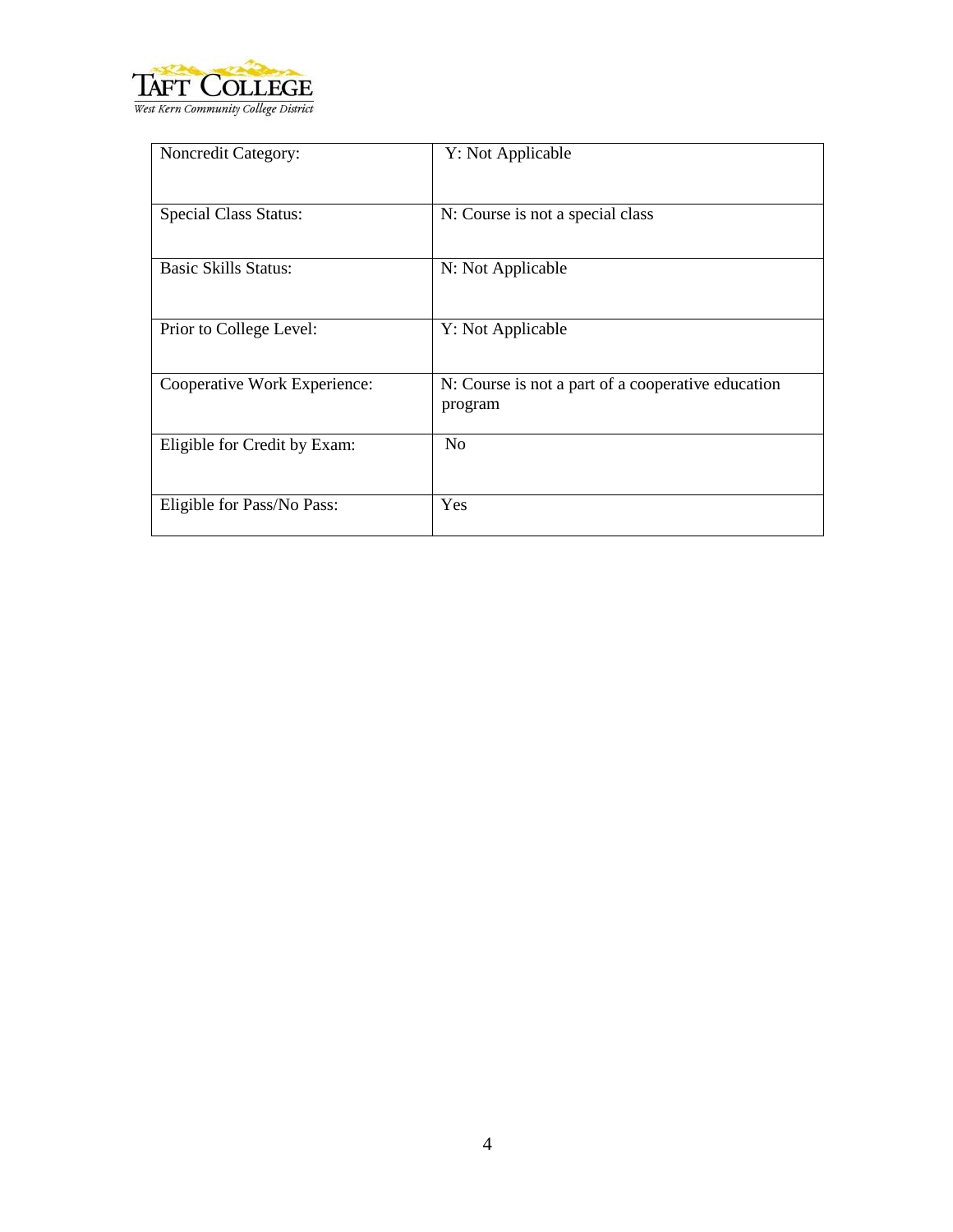| | |
|---|---|
| Noncredit Category: | Y: Not Applicable |
| Special Class Status: | N: Course is not a special class |
| Basic Skills Status: | N: Not Applicable |
| Prior to College Level: | Y: Not Applicable |
| Cooperative Work Experience: | N: Course is not a part of a cooperative education program |
| Eligible for Credit by Exam: | No |
| Eligible for Pass/No Pass: | Yes |